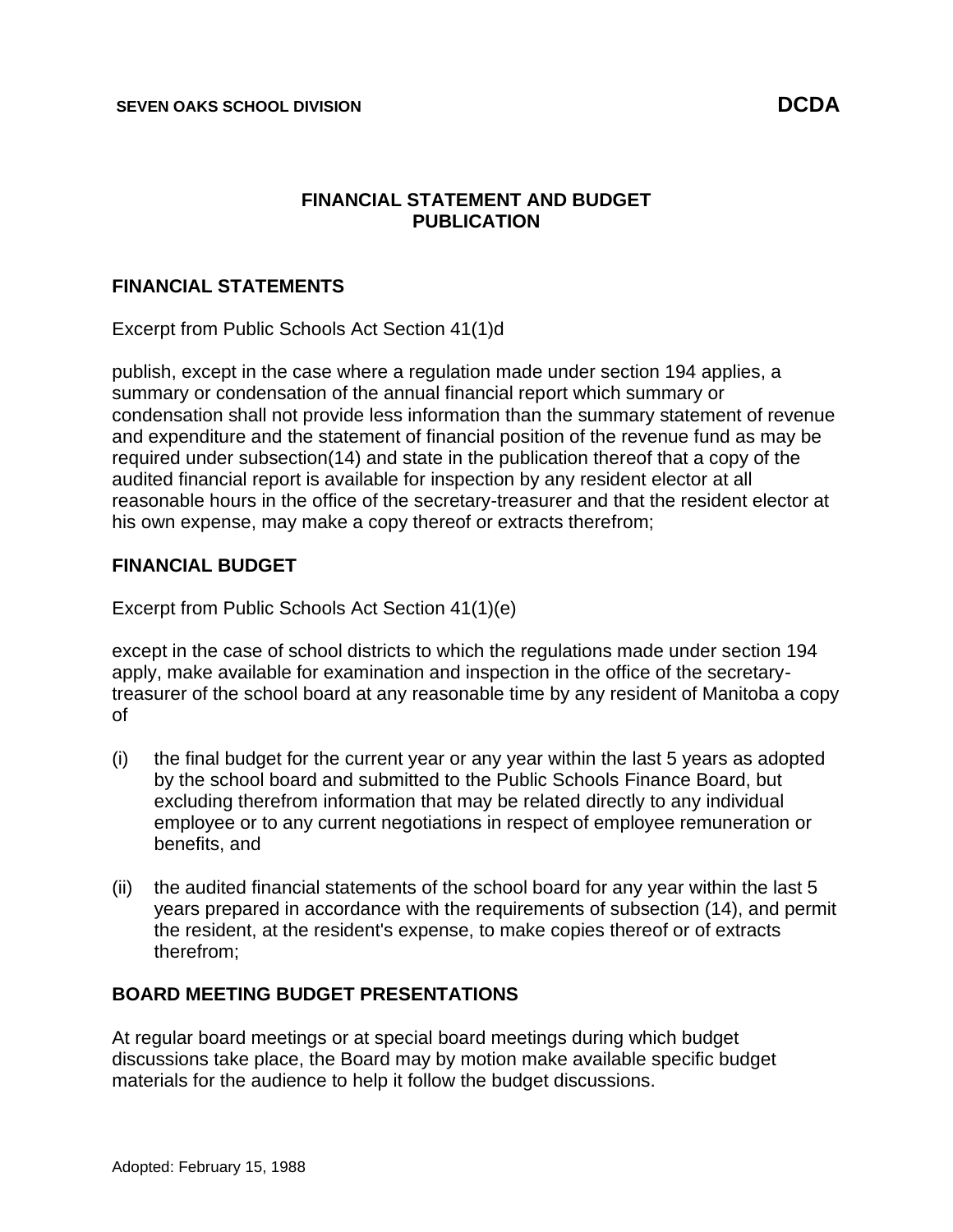SEVEN OAKS SCHOOL DIVISION **DCDA**

# FINANCIAL STATEMENT AND BUDGET PUBLICATION

## FINANCIAL STATEMENTS

Excerpt from Public Schools Act Section 41(1)d

publish, except in the case where a regulation made under section 194 applies, a summary or condensation of the annual financial report which summary or condensation shall not provide less information than the summary statement of revenue and expenditure and the statement of financial position of the revenue fund as may be required under subsection(14) and state in the publication thereof that a copy of the audited financial report is available for inspection by any resident elector at all reasonable hours in the office of the secretary-treasurer and that the resident elector at his own expense, may make a copy thereof or extracts therefrom;

## FINANCIAL BUDGET

Excerpt from Public Schools Act Section 41(1)(e)

except in the case of school districts to which the regulations made under section 194 apply, make available for examination and inspection in the office of the secretary-treasurer of the school board at any reasonable time by any resident of Manitoba a copy of

(i) the final budget for the current year or any year within the last 5 years as adopted by the school board and submitted to the Public Schools Finance Board, but excluding therefrom information that may be related directly to any individual employee or to any current negotiations in respect of employee remuneration or benefits, and

(ii) the audited financial statements of the school board for any year within the last 5 years prepared in accordance with the requirements of subsection (14), and permit the resident, at the resident's expense, to make copies thereof or of extracts therefrom;

## BOARD MEETING BUDGET PRESENTATIONS

At regular board meetings or at special board meetings during which budget discussions take place, the Board may by motion make available specific budget materials for the audience to help it follow the budget discussions.

Adopted: February 15, 1988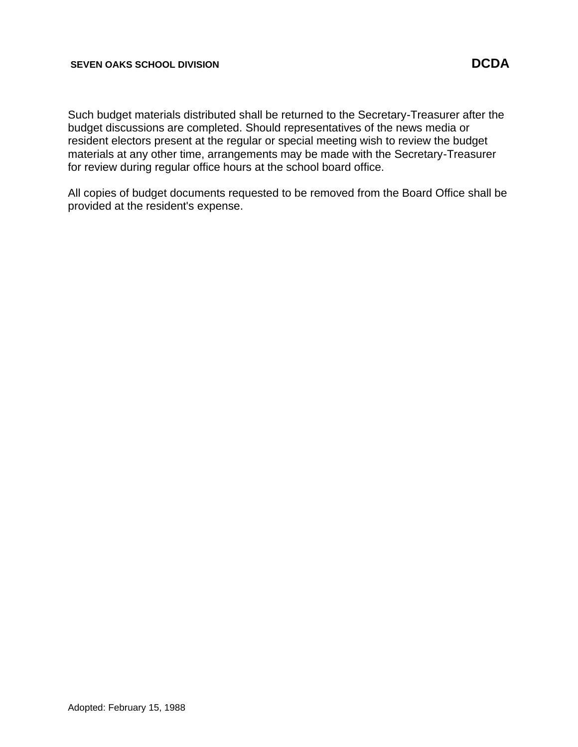Such budget materials distributed shall be returned to the Secretary-Treasurer after the budget discussions are completed. Should representatives of the news media or resident electors present at the regular or special meeting wish to review the budget materials at any other time, arrangements may be made with the Secretary-Treasurer for review during regular office hours at the school board office.

All copies of budget documents requested to be removed from the Board Office shall be provided at the resident's expense.

Adopted: February 15, 1988